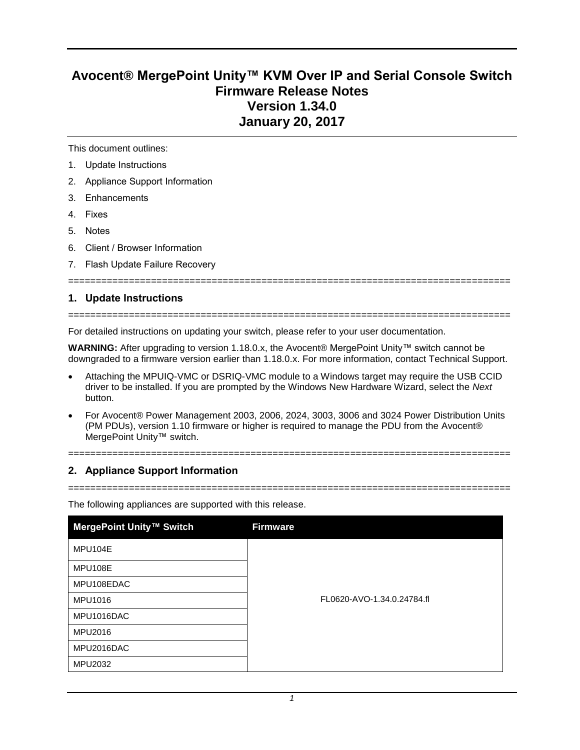# Avocent® MergePoint Unity™ KVM Over IP and Serial Console Switch Firmware Release Notes Version 1.34.0 January 20, 2017

This document outlines:

1. Update Instructions
2. Appliance Support Information
3. Enhancements
4. Fixes
5. Notes
6. Client / Browser Information
7. Flash Update Failure Recovery

================================================================================

## 1. Update Instructions

================================================================================

For detailed instructions on updating your switch, please refer to your user documentation.

**WARNING:** After upgrading to version 1.18.0.x, the Avocent® MergePoint Unity™ switch cannot be downgraded to a firmware version earlier than 1.18.0.x. For more information, contact Technical Support.

- Attaching the MPUIQ-VMC or DSRIQ-VMC module to a Windows target may require the USB CCID driver to be installed. If you are prompted by the Windows New Hardware Wizard, select the *Next* button.
- For Avocent® Power Management 2003, 2006, 2024, 3003, 3006 and 3024 Power Distribution Units (PM PDUs), version 1.10 firmware or higher is required to manage the PDU from the Avocent® MergePoint Unity™ switch.

================================================================================

## 2. Appliance Support Information

================================================================================

The following appliances are supported with this release.

| MergePoint Unity™ Switch | Firmware |
|---|---|
| MPU104E | FL0620-AVO-1.34.0.24784.fl |
| MPU108E | |
| MPU108EDAC | |
| MPU1016 | |
| MPU1016DAC | |
| MPU2016 | |
| MPU2016DAC | |
| MPU2032 | |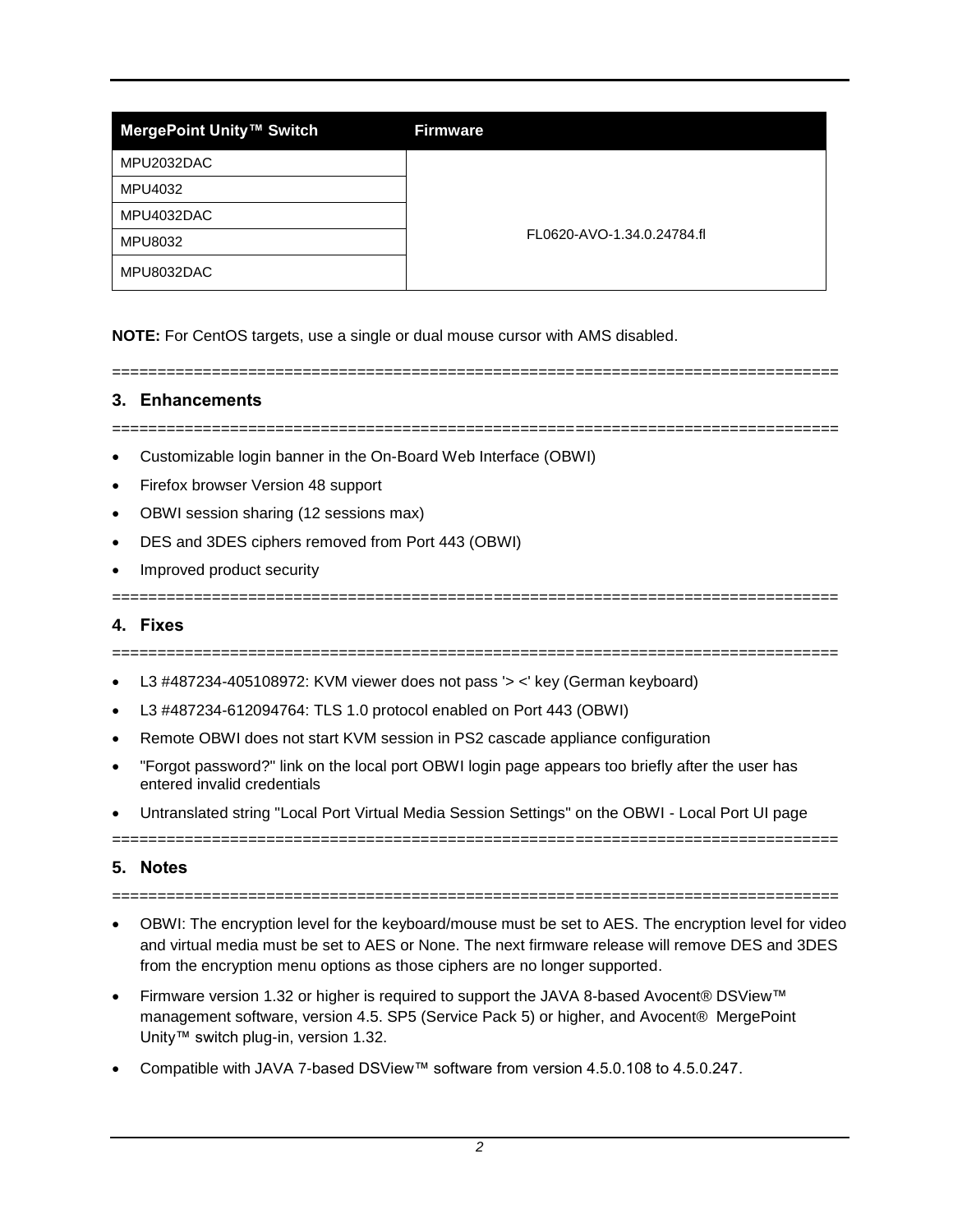| MergePoint Unity™ Switch | Firmware |
| --- | --- |
| MPU2032DAC | FL0620-AVO-1.34.0.24784.fl |
| MPU4032 | |
| MPU4032DAC | |
| MPU8032 | |
| MPU8032DAC | |

**NOTE:** For CentOS targets, use a single or dual mouse cursor with AMS disabled.

================================================================================

## 3. Enhancements

================================================================================

- Customizable login banner in the On-Board Web Interface (OBWI)
- Firefox browser Version 48 support
- OBWI session sharing (12 sessions max)
- DES and 3DES ciphers removed from Port 443 (OBWI)
- Improved product security

================================================================================

## 4. Fixes

================================================================================

- L3 #487234-405108972: KVM viewer does not pass '> <' key (German keyboard)
- L3 #487234-612094764: TLS 1.0 protocol enabled on Port 443 (OBWI)
- Remote OBWI does not start KVM session in PS2 cascade appliance configuration
- "Forgot password?" link on the local port OBWI login page appears too briefly after the user has entered invalid credentials
- Untranslated string "Local Port Virtual Media Session Settings" on the OBWI - Local Port UI page

================================================================================

## 5. Notes

================================================================================

- OBWI: The encryption level for the keyboard/mouse must be set to AES. The encryption level for video and virtual media must be set to AES or None. The next firmware release will remove DES and 3DES from the encryption menu options as those ciphers are no longer supported.
- Firmware version 1.32 or higher is required to support the JAVA 8-based Avocent® DSView™ management software, version 4.5. SP5 (Service Pack 5) or higher, and Avocent® MergePoint Unity™ switch plug-in, version 1.32.
- Compatible with JAVA 7-based DSView™ software from version 4.5.0.108 to 4.5.0.247.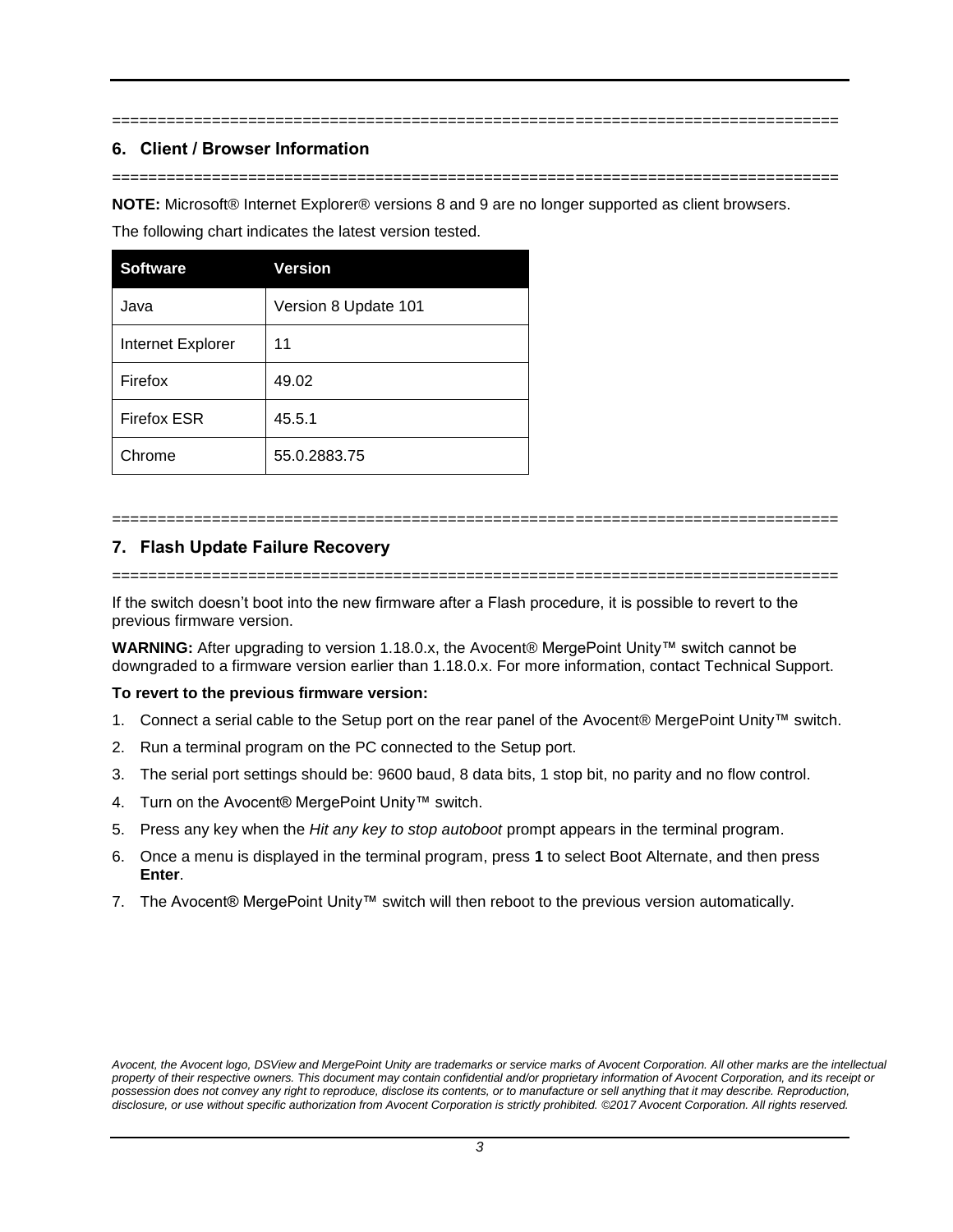=================================================================================

## 6. Client / Browser Information

=================================================================================

**NOTE:** Microsoft® Internet Explorer® versions 8 and 9 are no longer supported as client browsers.

The following chart indicates the latest version tested.

| Software | Version |
|---|---|
| Java | Version 8 Update 101 |
| Internet Explorer | 11 |
| Firefox | 49.02 |
| Firefox ESR | 45.5.1 |
| Chrome | 55.0.2883.75 |

=================================================================================

## 7. Flash Update Failure Recovery

=================================================================================

If the switch doesn't boot into the new firmware after a Flash procedure, it is possible to revert to the previous firmware version.

**WARNING:** After upgrading to version 1.18.0.x, the Avocent® MergePoint Unity™ switch cannot be downgraded to a firmware version earlier than 1.18.0.x. For more information, contact Technical Support.

**To revert to the previous firmware version:**

1. Connect a serial cable to the Setup port on the rear panel of the Avocent® MergePoint Unity™ switch.
2. Run a terminal program on the PC connected to the Setup port.
3. The serial port settings should be: 9600 baud, 8 data bits, 1 stop bit, no parity and no flow control.
4. Turn on the Avocent® MergePoint Unity™ switch.
5. Press any key when the *Hit any key to stop autoboot* prompt appears in the terminal program.
6. Once a menu is displayed in the terminal program, press **1** to select Boot Alternate, and then press **Enter**.
7. The Avocent® MergePoint Unity™ switch will then reboot to the previous version automatically.

*Avocent, the Avocent logo, DSView and MergePoint Unity are trademarks or service marks of Avocent Corporation. All other marks are the intellectual property of their respective owners. This document may contain confidential and/or proprietary information of Avocent Corporation, and its receipt or possession does not convey any right to reproduce, disclose its contents, or to manufacture or sell anything that it may describe. Reproduction, disclosure, or use without specific authorization from Avocent Corporation is strictly prohibited. ©2017 Avocent Corporation. All rights reserved.*